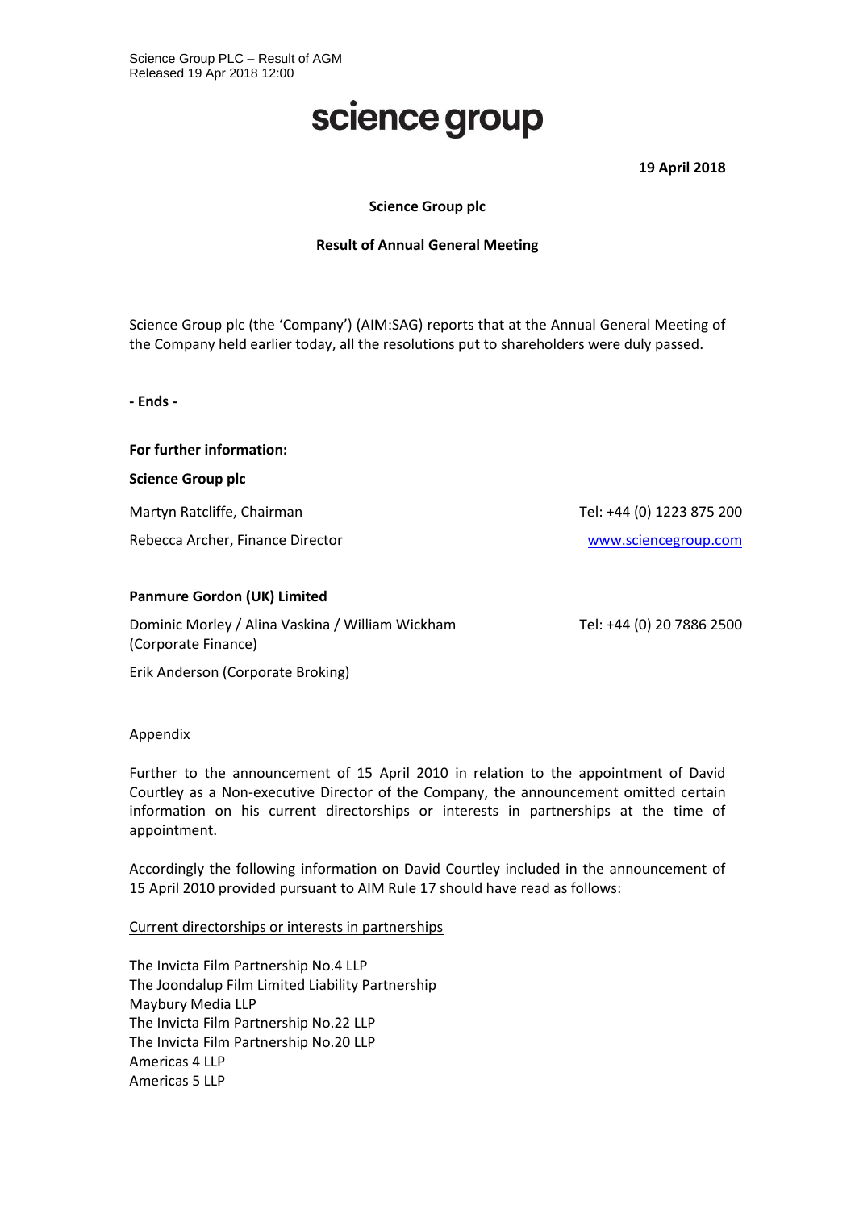Science Group PLC – Result of AGM
Released 19 Apr 2018 12:00

# science group

**19 April 2018**

**Science Group plc**

**Result of Annual General Meeting**

Science Group plc (the 'Company') (AIM:SAG) reports that at the Annual General Meeting of the Company held earlier today, all the resolutions put to shareholders were duly passed.

**- Ends -**

**For further information:**

**Science Group plc**

| | |
|---|---|
| Martyn Ratcliffe, Chairman | Tel: +44 (0) 1223 875 200 |
| Rebecca Archer, Finance Director | www.sciencegroup.com |

**Panmure Gordon (UK) Limited**

| | |
|---|---|
| Dominic Morley / Alina Vaskina / William Wickham (Corporate Finance) | Tel: +44 (0) 20 7886 2500 |
| Erik Anderson (Corporate Broking) | |

Appendix

Further to the announcement of 15 April 2010 in relation to the appointment of David Courtley as a Non-executive Director of the Company, the announcement omitted certain information on his current directorships or interests in partnerships at the time of appointment.

Accordingly the following information on David Courtley included in the announcement of 15 April 2010 provided pursuant to AIM Rule 17 should have read as follows:

Current directorships or interests in partnerships

The Invicta Film Partnership No.4 LLP
The Joondalup Film Limited Liability Partnership
Maybury Media LLP
The Invicta Film Partnership No.22 LLP
The Invicta Film Partnership No.20 LLP
Americas 4 LLP
Americas 5 LLP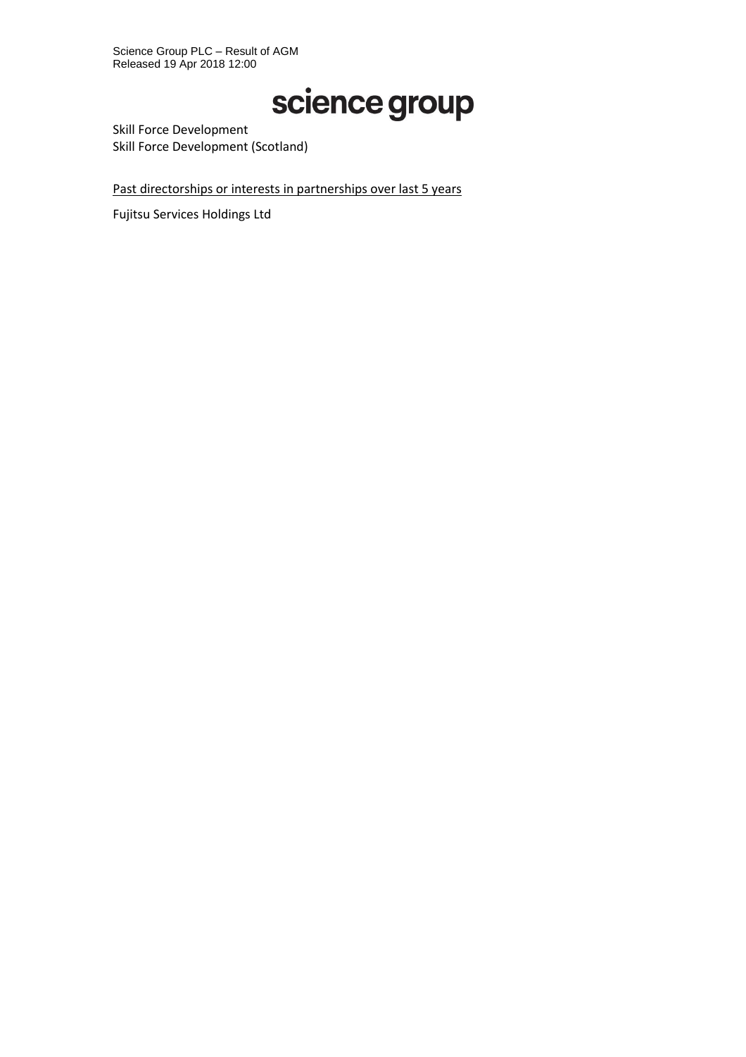Skill Force Development
Skill Force Development (Scotland)

Past directorships or interests in partnerships over last 5 years

Fujitsu Services Holdings Ltd